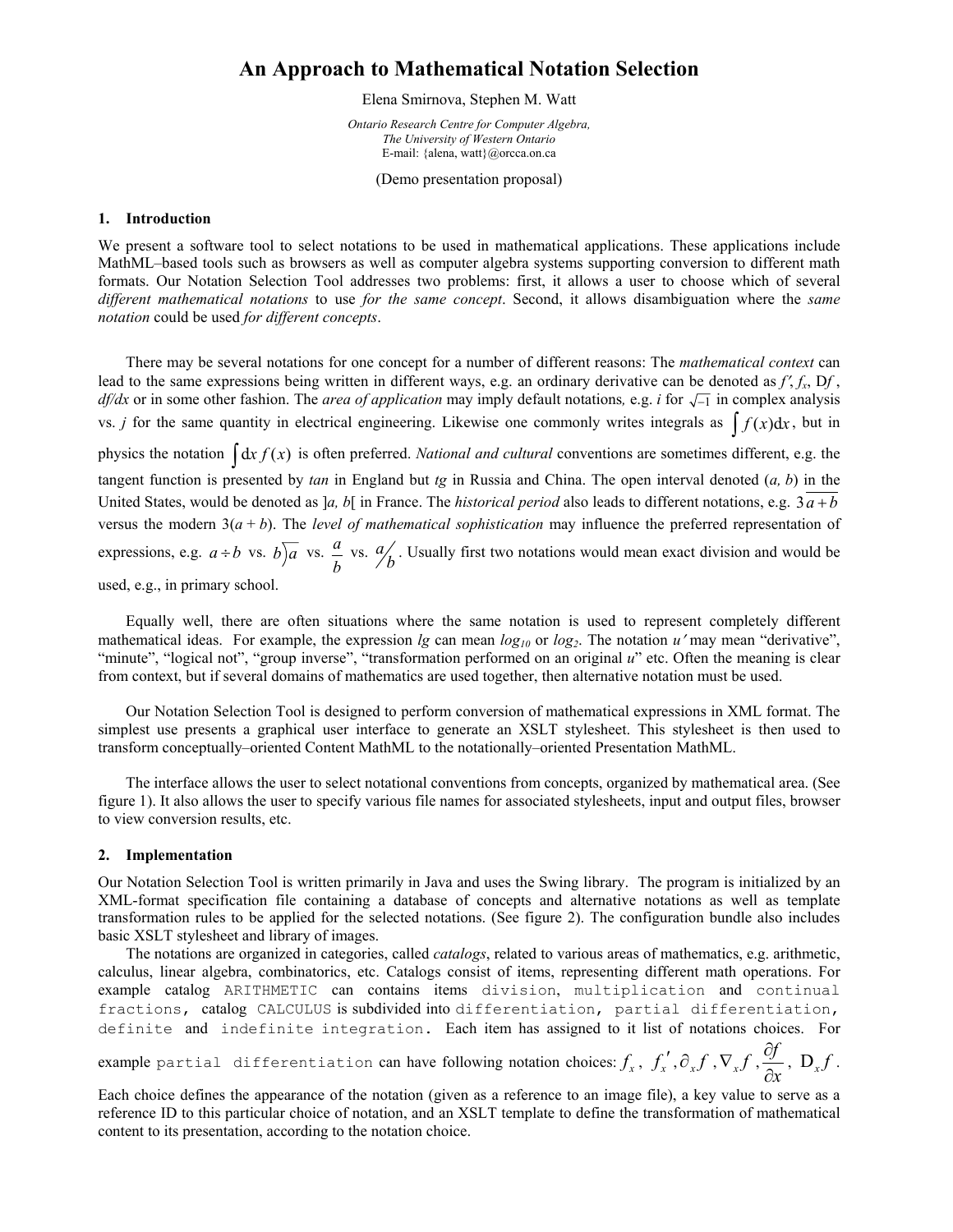# An Approach to Mathematical Notation Selection

Elena Smirnova, Stephen M. Watt

*Ontario Research Centre for Computer Algebra,*
*The University of Western Ontario*
E-mail: {alena, watt}@orcca.on.ca

(Demo presentation proposal)

## 1. Introduction

We present a software tool to select notations to be used in mathematical applications. These applications include MathML–based tools such as browsers as well as computer algebra systems supporting conversion to different math formats. Our Notation Selection Tool addresses two problems: first, it allows a user to choose which of several *different mathematical notations* to use *for the same concept*. Second, it allows disambiguation where the *same notation* could be used *for different concepts*.

There may be several notations for one concept for a number of different reasons: The *mathematical context* can lead to the same expressions being written in different ways, e.g. an ordinary derivative can be denoted as $f'$, $f_x$, $\mathrm{D}f$, $df/dx$ or in some other fashion. The *area of application* may imply default notations, e.g. $i$ for $\sqrt{-1}$ in complex analysis vs. $j$ for the same quantity in electrical engineering. Likewise one commonly writes integrals as $\int f(x)\mathrm{d}x$, but in physics the notation $\int \mathrm{d}x\, f(x)$ is often preferred. *National and cultural* conventions are sometimes different, e.g. the tangent function is presented by *tan* in England but *tg* in Russia and China. The open interval denoted $(a, b)$ in the United States, would be denoted as $]a, b[$ in France. The *historical period* also leads to different notations, e.g. $3\overline{a+b}$ versus the modern $3(a + b)$. The *level of mathematical sophistication* may influence the preferred representation of expressions, e.g. $a \div b$ vs. $b\overline{)a}$ vs. $\dfrac{a}{b}$ vs. ${}^{a}\!/_{b}$. Usually first two notations would mean exact division and would be used, e.g., in primary school.

Equally well, there are often situations where the same notation is used to represent completely different mathematical ideas. For example, the expression *lg* can mean $log_{10}$ or $log_2$. The notation $u'$ may mean "derivative", "minute", "logical not", "group inverse", "transformation performed on an original $u$" etc. Often the meaning is clear from context, but if several domains of mathematics are used together, then alternative notation must be used.

Our Notation Selection Tool is designed to perform conversion of mathematical expressions in XML format. The simplest use presents a graphical user interface to generate an XSLT stylesheet. This stylesheet is then used to transform conceptually–oriented Content MathML to the notationally–oriented Presentation MathML.

The interface allows the user to select notational conventions from concepts, organized by mathematical area. (See figure 1). It also allows the user to specify various file names for associated stylesheets, input and output files, browser to view conversion results, etc.

## 2. Implementation

Our Notation Selection Tool is written primarily in Java and uses the Swing library. The program is initialized by an XML-format specification file containing a database of concepts and alternative notations as well as template transformation rules to be applied for the selected notations. (See figure 2). The configuration bundle also includes basic XSLT stylesheet and library of images.

The notations are organized in categories, called *catalogs*, related to various areas of mathematics, e.g. arithmetic, calculus, linear algebra, combinatorics, etc. Catalogs consist of items, representing different math operations. For example catalog `ARITHMETIC` can contains items `division`, `multiplication` and `continual fractions`, catalog `CALCULUS` is subdivided into `differentiation`, `partial differentiation`, `definite` and `indefinite integration`. Each item has assigned to it list of notations choices. For example `partial differentiation` can have following notation choices: $f_x$, $f_x{}'$, $\partial_x f$, $\nabla_x f$, $\dfrac{\partial f}{\partial x}$, $\mathrm{D}_x f$.

Each choice defines the appearance of the notation (given as a reference to an image file), a key value to serve as a reference ID to this particular choice of notation, and an XSLT template to define the transformation of mathematical content to its presentation, according to the notation choice.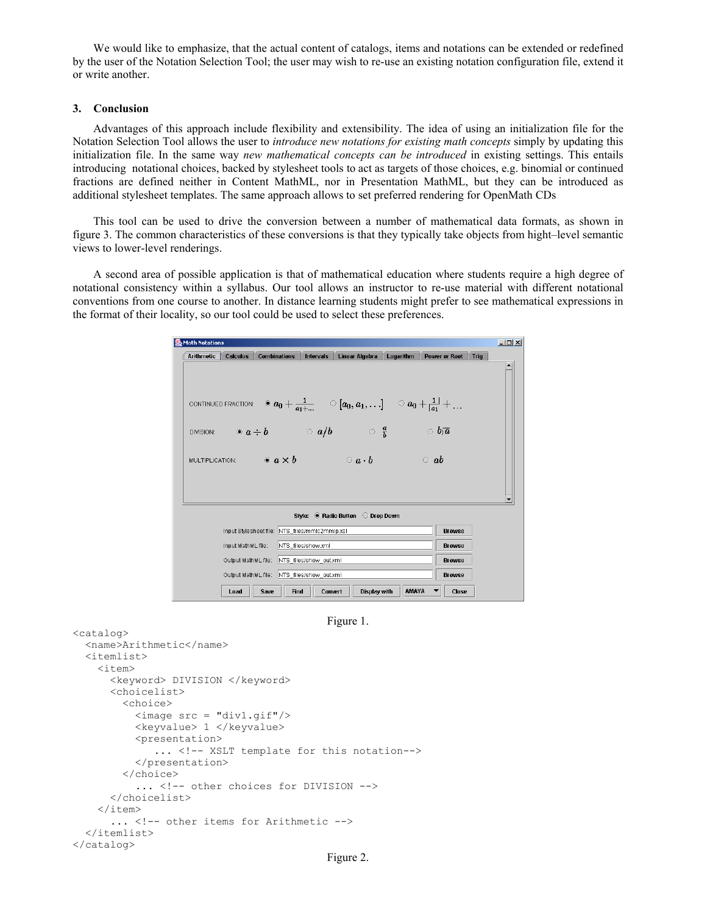We would like to emphasize, that the actual content of catalogs, items and notations can be extended or redefined by the user of the Notation Selection Tool; the user may wish to re-use an existing notation configuration file, extend it or write another.

## 3. Conclusion

Advantages of this approach include flexibility and extensibility. The idea of using an initialization file for the Notation Selection Tool allows the user to *introduce new notations for existing math concepts* simply by updating this initialization file. In the same way *new mathematical concepts can be introduced* in existing settings. This entails introducing notational choices, backed by stylesheet tools to act as targets of those choices, e.g. binomial or continued fractions are defined neither in Content MathML, nor in Presentation MathML, but they can be introduced as additional stylesheet templates. The same approach allows to set preferred rendering for OpenMath CDs

This tool can be used to drive the conversion between a number of mathematical data formats, as shown in figure 3. The common characteristics of these conversions is that they typically take objects from hight–level semantic views to lower-level renderings.

A second area of possible application is that of mathematical education where students require a high degree of notational consistency within a syllabus. Our tool allows an instructor to re-use material with different notational conventions from one course to another. In distance learning students might prefer to see mathematical expressions in the format of their locality, so our tool could be used to select these preferences.

Figure 1.

```
<catalog>
  <name>Arithmetic</name>
  <itemlist>
    <item>
      <keyword> DIVISION </keyword>
      <choicelist>
        <choice>
          <image src = "div1.gif"/>
          <keyvalue> 1 </keyvalue>
          <presentation>
             ... <!-- XSLT template for this notation-->
          </presentation>
        </choice>
          ... <!-- other choices for DIVISION -->
      </choicelist>
    </item>
      ... <!-- other items for Arithmetic -->
  </itemlist>
</catalog>
```

Figure 2.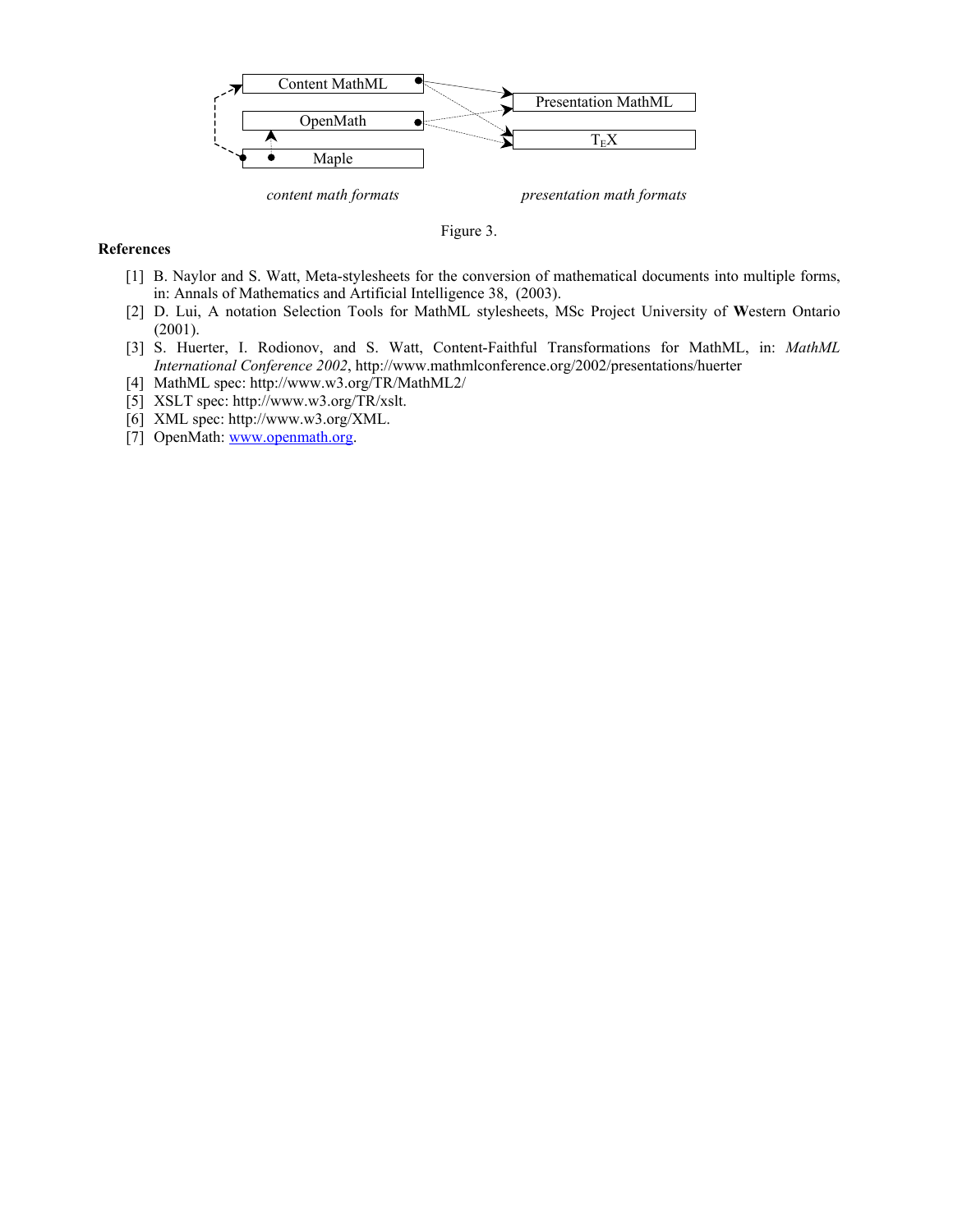Content MathML

OpenMath

Maple

Presentation MathML

$\TeX$

*content math formats*

*presentation math formats*

Figure 3.

**References**

[1] B. Naylor and S. Watt, Meta-stylesheets for the conversion of mathematical documents into multiple forms, in: Annals of Mathematics and Artificial Intelligence 38, (2003).

[2] D. Lui, A notation Selection Tools for MathML stylesheets, MSc Project University of **W**estern Ontario (2001).

[3] S. Huerter, I. Rodionov, and S. Watt, Content-Faithful Transformations for MathML, in: *MathML International Conference 2002*, http://www.mathmlconference.org/2002/presentations/huerter

[4] MathML spec: http://www.w3.org/TR/MathML2/

[5] XSLT spec: http://www.w3.org/TR/xslt.

[6] XML spec: http://www.w3.org/XML.

[7] OpenMath: www.openmath.org.